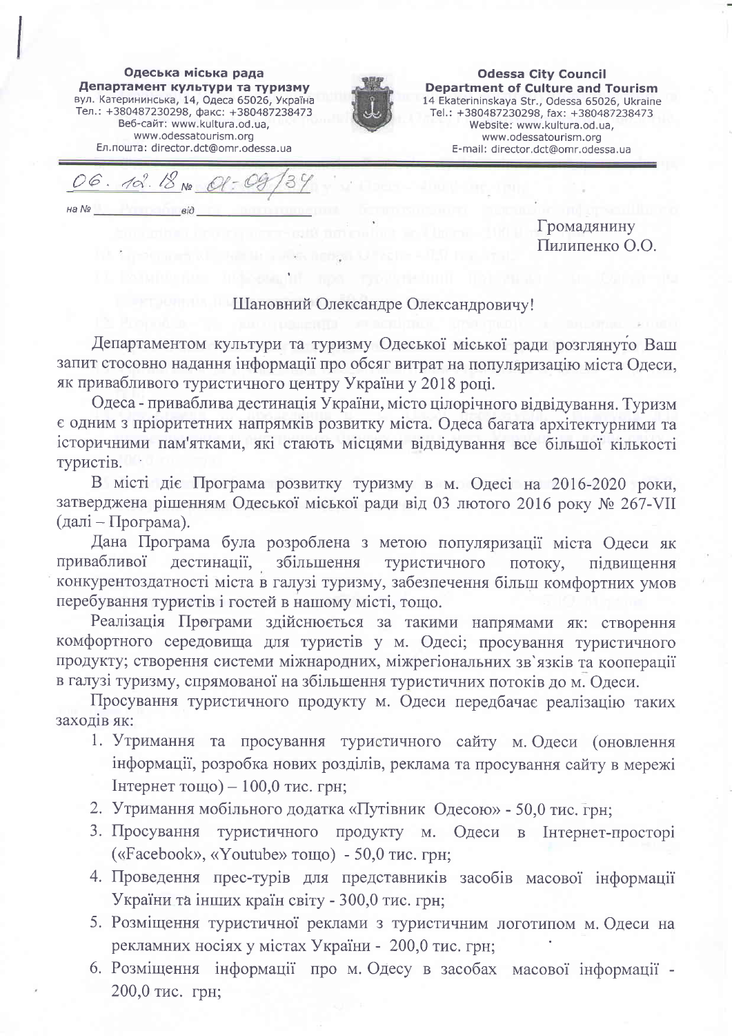Одеська міська рада
**Департамент культури та туризму**
вул. Катерининська, 14, Одеса 65026, Україна
Тел.: +380487230298, факс: +380487238473
Веб-сайт: www.kultura.od.ua,
www.odessatourism.org
Ел.пошта: director.dct@omr.odessa.ua

**Odessa City Council**
**Department of Culture and Tourism**
14 Ekaterininskaya Str., Odessa 65026, Ukraine
Tel.: +380487230298, fax: +380487238473
Website: www.kultura.od.ua,
www.odessatourism.org
E-mail: director.dct@omr.odessa.ua

06. 12. 18 № 01-09/34

на № ______ від ______

Громадянину
Пилипенко О.О.

Шановний Олександре Олександровичу!

Департаментом культури та туризму Одеської міської ради розглянуто Ваш запит стосовно надання інформації про обсяг витрат на популяризацію міста Одеси, як привабливого туристичного центру України у 2018 році.

Одеса - приваблива дестинація України, місто цілорічного відвідування. Туризм є одним з пріоритетних напрямків розвитку міста. Одеса багата архітектурними та історичними пам'ятками, які стають місцями відвідування все більшої кількості туристів.

В місті діє Програма розвитку туризму в м. Одесі на 2016-2020 роки, затверджена рішенням Одеської міської ради від 03 лютого 2016 року № 267-VII (далі – Програма).

Дана Програма була розроблена з метою популяризації міста Одеси як привабливої дестинації, збільшення туристичного потоку, підвищення конкурентоздатності міста в галузі туризму, забезпечення більш комфортних умов перебування туристів і гостей в нашому місті, тощо.

Реалізація Програми здійснюється за такими напрямами як: створення комфортного середовища для туристів у м. Одесі; просування туристичного продукту; створення системи міжнародних, міжрегіональних зв`язків та кооперації в галузі туризму, спрямованої на збільшення туристичних потоків до м. Одеси.

Просування туристичного продукту м. Одеси передбачає реалізацію таких заходів як:

1. Утримання та просування туристичного сайту м. Одеси (оновлення інформації, розробка нових розділів, реклама та просування сайту в мережі Інтернет тощо) – 100,0 тис. грн;
2. Утримання мобільного додатка «Путівник Одесою» - 50,0 тис. грн;
3. Просування туристичного продукту м. Одеси в Інтернет-просторі («Facebook», «Youtube» тощо) - 50,0 тис. грн;
4. Проведення прес-турів для представників засобів масової інформації України та інших країн світу - 300,0 тис. грн;
5. Розміщення туристичної реклами з туристичним логотипом м. Одеси на рекламних носіях у містах України - 200,0 тис. грн;
6. Розміщення інформації про м. Одесу в засобах масової інформації - 200,0 тис. грн;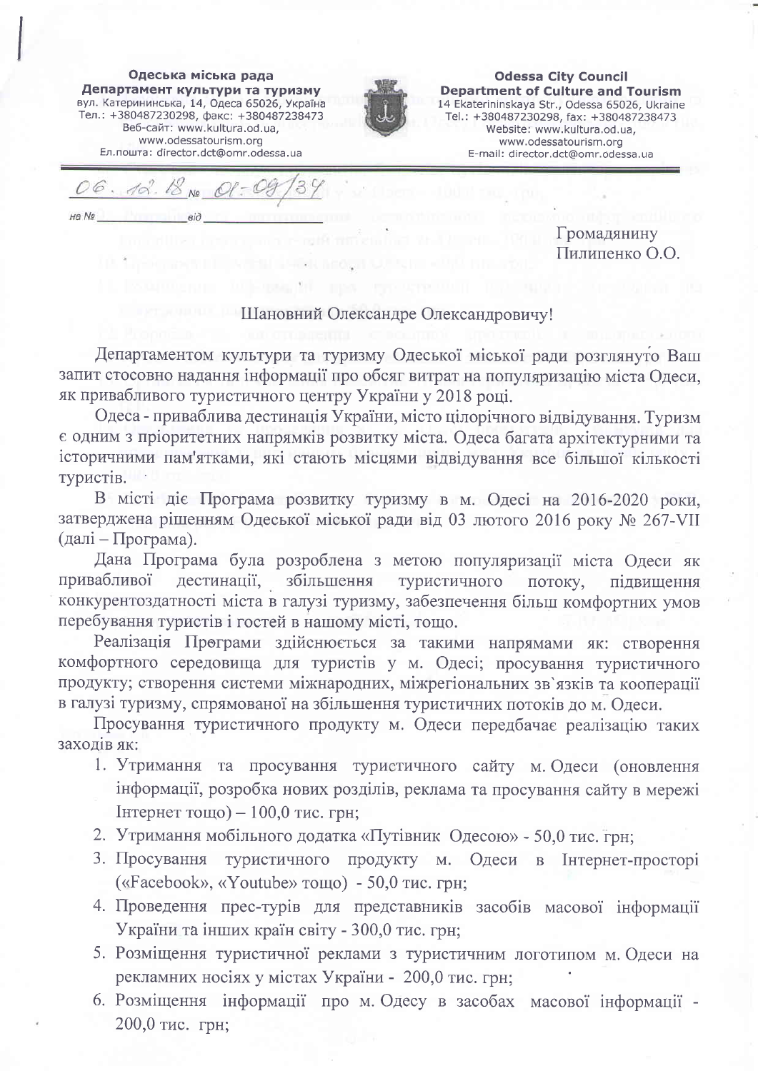**Одеська міська рада**
**Департамент культури та туризму**
вул. Катерининська, 14, Одеса 65026, Україна
Тел.: +380487230298, факс: +380487238473
Веб-сайт: www.kultura.od.ua,
www.odessatourism.org
Ел.пошта: director.dct@omr.odessa.ua

**Odessa City Council**
**Department of Culture and Tourism**
14 Ekaterininskaya Str., Odessa 65026, Ukraine
Tel.: +380487230298, fax: +380487238473
Website: www.kultura.od.ua,
www.odessatourism.org
E-mail: director.dct@omr.odessa.ua

06.12.18 № 01-09/34

на № ______ від ______

Громадянину
Пилипенко О.О.

Шановний Олександре Олександровичу!

Департаментом культури та туризму Одеської міської ради розглянуто Ваш запит стосовно надання інформації про обсяг витрат на популяризацію міста Одеси, як привабливого туристичного центру України у 2018 році.

Одеса - приваблива дестинація України, місто цілорічного відвідування. Туризм є одним з пріоритетних напрямків розвитку міста. Одеса багата архітектурними та історичними пам'ятками, які стають місцями відвідування все більшої кількості туристів.

В місті діє Програма розвитку туризму в м. Одесі на 2016-2020 роки, затверджена рішенням Одеської міської ради від 03 лютого 2016 року № 267-VII (далі – Програма).

Дана Програма була розроблена з метою популяризації міста Одеси як привабливої дестинації, збільшення туристичного потоку, підвищення конкурентоздатності міста в галузі туризму, забезпечення більш комфортних умов перебування туристів і гостей в нашому місті, тощо.

Реалізація Програми здійснюється за такими напрямами як: створення комфортного середовища для туристів у м. Одесі; просування туристичного продукту; створення системи міжнародних, міжрегіональних зв`язків та кооперації в галузі туризму, спрямованої на збільшення туристичних потоків до м. Одеси.

Просування туристичного продукту м. Одеси передбачає реалізацію таких заходів як:

1. Утримання та просування туристичного сайту м. Одеси (оновлення інформації, розробка нових розділів, реклама та просування сайту в мережі Інтернет тощо) – 100,0 тис. грн;
2. Утримання мобільного додатка «Путівник Одесою» - 50,0 тис. грн;
3. Просування туристичного продукту м. Одеси в Інтернет-просторі («Facebook», «Youtube» тощо) - 50,0 тис. грн;
4. Проведення прес-турів для представників засобів масової інформації України та інших країн світу - 300,0 тис. грн;
5. Розміщення туристичної реклами з туристичним логотипом м. Одеси на рекламних носіях у містах України - 200,0 тис. грн;
6. Розміщення інформації про м. Одесу в засобах масової інформації - 200,0 тис. грн;